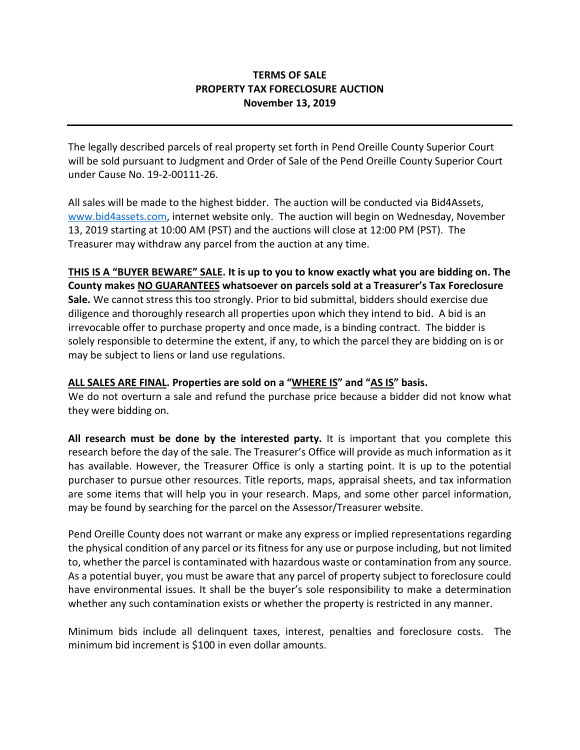# TERMS OF SALE
## PROPERTY TAX FORECLOSURE AUCTION
### November 13, 2019

---

The legally described parcels of real property set forth in Pend Oreille County Superior Court will be sold pursuant to Judgment and Order of Sale of the Pend Oreille County Superior Court under Cause No. 19-2-00111-26.

All sales will be made to the highest bidder. The auction will be conducted via Bid4Assets, [www.bid4assets.com](www.bid4assets.com), internet website only. The auction will begin on Wednesday, November 13, 2019 starting at 10:00 AM (PST) and the auctions will close at 12:00 PM (PST). The Treasurer may withdraw any parcel from the auction at any time.

**<u>THIS IS A "BUYER BEWARE" SALE</u>. It is up to you to know exactly what you are bidding on. The County makes <u>NO GUARANTEES</u> whatsoever on parcels sold at a Treasurer's Tax Foreclosure Sale.** We cannot stress this too strongly. Prior to bid submittal, bidders should exercise due diligence and thoroughly research all properties upon which they intend to bid. A bid is an irrevocable offer to purchase property and once made, is a binding contract. The bidder is solely responsible to determine the extent, if any, to which the parcel they are bidding on is or may be subject to liens or land use regulations.

**<u>ALL SALES ARE FINAL</u>. Properties are sold on a "<u>WHERE IS</u>" and "<u>AS IS</u>" basis.**
We do not overturn a sale and refund the purchase price because a bidder did not know what they were bidding on.

**All research must be done by the interested party.** It is important that you complete this research before the day of the sale. The Treasurer's Office will provide as much information as it has available. However, the Treasurer Office is only a starting point. It is up to the potential purchaser to pursue other resources. Title reports, maps, appraisal sheets, and tax information are some items that will help you in your research. Maps, and some other parcel information, may be found by searching for the parcel on the Assessor/Treasurer website.

Pend Oreille County does not warrant or make any express or implied representations regarding the physical condition of any parcel or its fitness for any use or purpose including, but not limited to, whether the parcel is contaminated with hazardous waste or contamination from any source. As a potential buyer, you must be aware that any parcel of property subject to foreclosure could have environmental issues. It shall be the buyer's sole responsibility to make a determination whether any such contamination exists or whether the property is restricted in any manner.

Minimum bids include all delinquent taxes, interest, penalties and foreclosure costs. The minimum bid increment is $100 in even dollar amounts.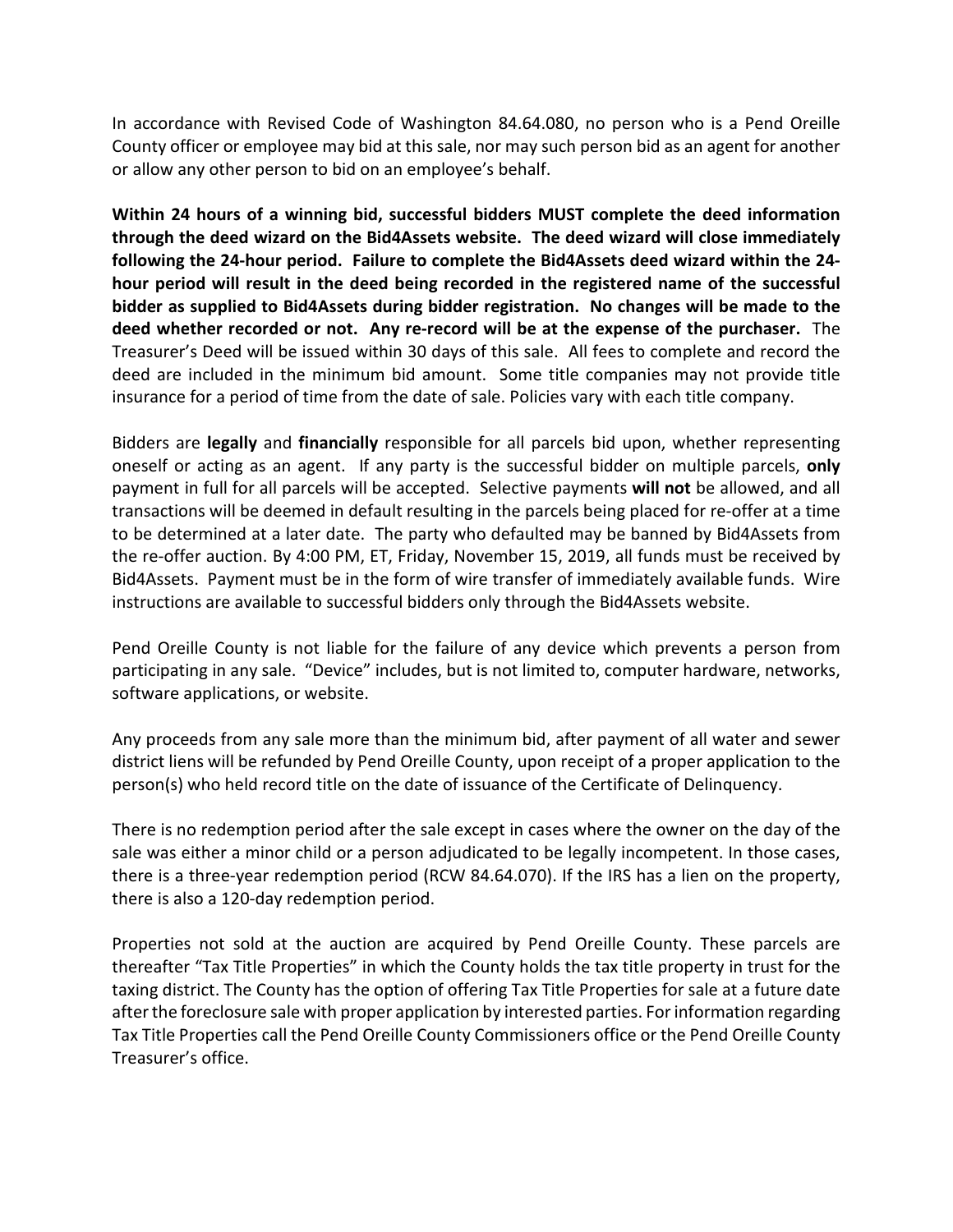In accordance with Revised Code of Washington 84.64.080, no person who is a Pend Oreille County officer or employee may bid at this sale, nor may such person bid as an agent for another or allow any other person to bid on an employee's behalf.

**Within 24 hours of a winning bid, successful bidders MUST complete the deed information through the deed wizard on the Bid4Assets website. The deed wizard will close immediately following the 24-hour period. Failure to complete the Bid4Assets deed wizard within the 24-hour period will result in the deed being recorded in the registered name of the successful bidder as supplied to Bid4Assets during bidder registration. No changes will be made to the deed whether recorded or not. Any re-record will be at the expense of the purchaser.** The Treasurer's Deed will be issued within 30 days of this sale. All fees to complete and record the deed are included in the minimum bid amount. Some title companies may not provide title insurance for a period of time from the date of sale. Policies vary with each title company.

Bidders are **legally** and **financially** responsible for all parcels bid upon, whether representing oneself or acting as an agent. If any party is the successful bidder on multiple parcels, **only** payment in full for all parcels will be accepted. Selective payments **will not** be allowed, and all transactions will be deemed in default resulting in the parcels being placed for re-offer at a time to be determined at a later date. The party who defaulted may be banned by Bid4Assets from the re-offer auction. By 4:00 PM, ET, Friday, November 15, 2019, all funds must be received by Bid4Assets. Payment must be in the form of wire transfer of immediately available funds. Wire instructions are available to successful bidders only through the Bid4Assets website.

Pend Oreille County is not liable for the failure of any device which prevents a person from participating in any sale. "Device" includes, but is not limited to, computer hardware, networks, software applications, or website.

Any proceeds from any sale more than the minimum bid, after payment of all water and sewer district liens will be refunded by Pend Oreille County, upon receipt of a proper application to the person(s) who held record title on the date of issuance of the Certificate of Delinquency.

There is no redemption period after the sale except in cases where the owner on the day of the sale was either a minor child or a person adjudicated to be legally incompetent. In those cases, there is a three-year redemption period (RCW 84.64.070). If the IRS has a lien on the property, there is also a 120-day redemption period.

Properties not sold at the auction are acquired by Pend Oreille County. These parcels are thereafter "Tax Title Properties" in which the County holds the tax title property in trust for the taxing district. The County has the option of offering Tax Title Properties for sale at a future date after the foreclosure sale with proper application by interested parties. For information regarding Tax Title Properties call the Pend Oreille County Commissioners office or the Pend Oreille County Treasurer's office.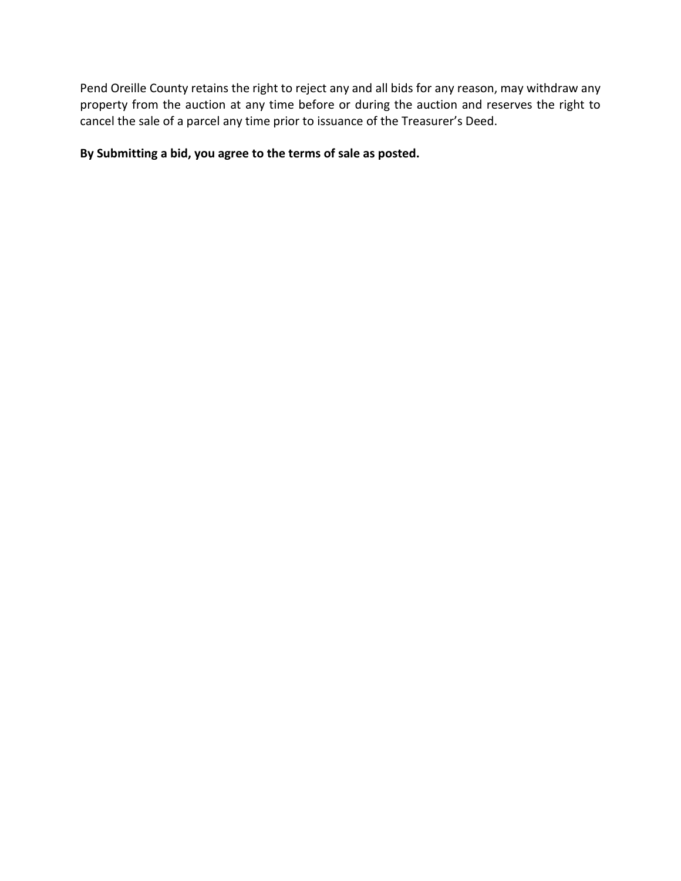Pend Oreille County retains the right to reject any and all bids for any reason, may withdraw any property from the auction at any time before or during the auction and reserves the right to cancel the sale of a parcel any time prior to issuance of the Treasurer's Deed.

**By Submitting a bid, you agree to the terms of sale as posted.**